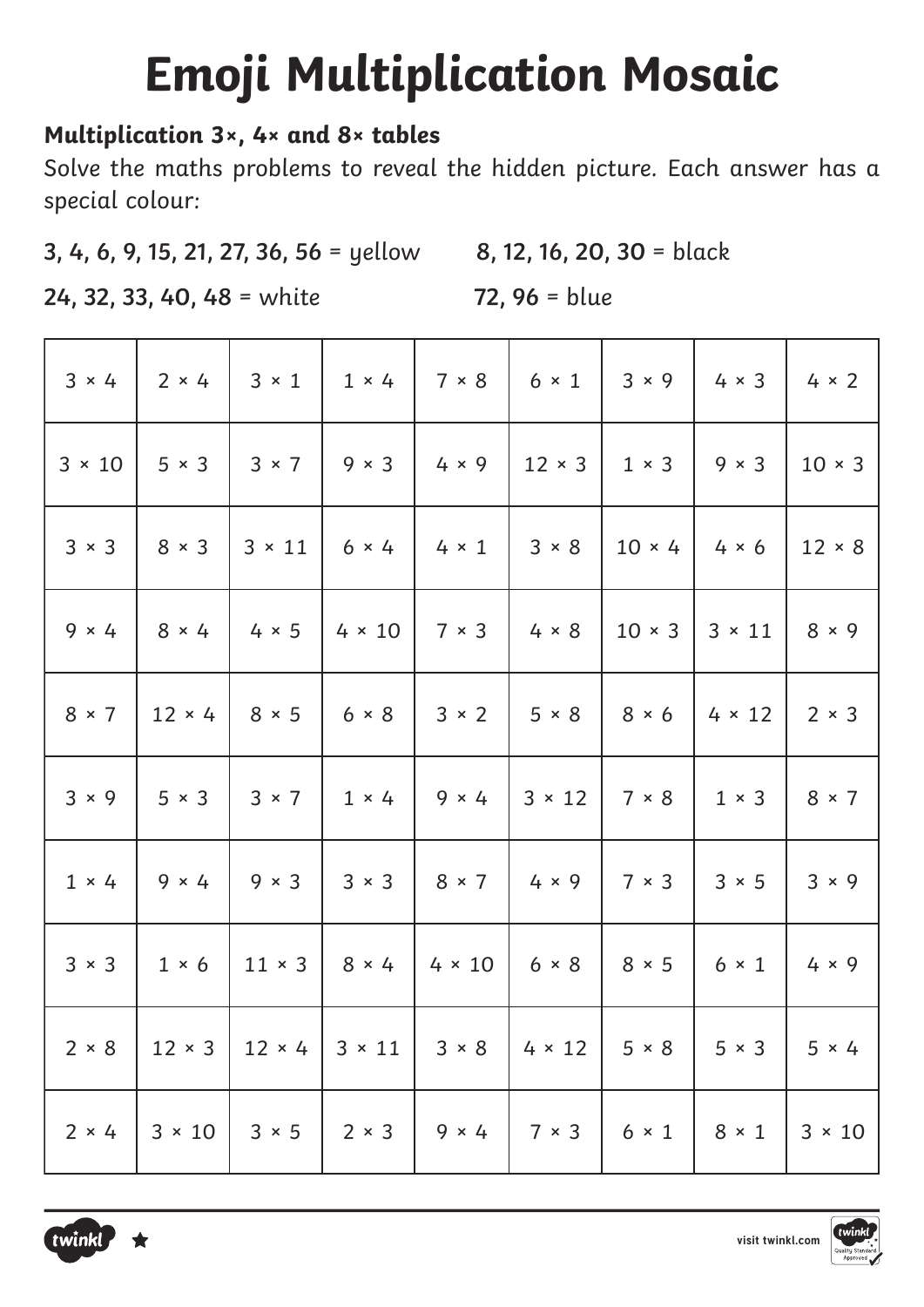# Emoji Multiplication Mosaic

**Multiplication 3×, 4× and 8× tables**

Solve the maths problems to reveal the hidden picture. Each answer has a special colour:

**3, 4, 6, 9, 15, 21, 27, 36, 56** = yellow **8, 12, 16, 20, 30** = black

**24, 32, 33, 40, 48** = white **72, 96** = blue

| | | | | | | | | |
|---|---|---|---|---|---|---|---|---|
| 3 × 4 | 2 × 4 | 3 × 1 | 1 × 4 | 7 × 8 | 6 × 1 | 3 × 9 | 4 × 3 | 4 × 2 |
| 3 × 10 | 5 × 3 | 3 × 7 | 9 × 3 | 4 × 9 | 12 × 3 | 1 × 3 | 9 × 3 | 10 × 3 |
| 3 × 3 | 8 × 3 | 3 × 11 | 6 × 4 | 4 × 1 | 3 × 8 | 10 × 4 | 4 × 6 | 12 × 8 |
| 9 × 4 | 8 × 4 | 4 × 5 | 4 × 10 | 7 × 3 | 4 × 8 | 10 × 3 | 3 × 11 | 8 × 9 |
| 8 × 7 | 12 × 4 | 8 × 5 | 6 × 8 | 3 × 2 | 5 × 8 | 8 × 6 | 4 × 12 | 2 × 3 |
| 3 × 9 | 5 × 3 | 3 × 7 | 1 × 4 | 9 × 4 | 3 × 12 | 7 × 8 | 1 × 3 | 8 × 7 |
| 1 × 4 | 9 × 4 | 9 × 3 | 3 × 3 | 8 × 7 | 4 × 9 | 7 × 3 | 3 × 5 | 3 × 9 |
| 3 × 3 | 1 × 6 | 11 × 3 | 8 × 4 | 4 × 10 | 6 × 8 | 8 × 5 | 6 × 1 | 4 × 9 |
| 2 × 8 | 12 × 3 | 12 × 4 | 3 × 11 | 3 × 8 | 4 × 12 | 5 × 8 | 5 × 3 | 5 × 4 |
| 2 × 4 | 3 × 10 | 3 × 5 | 2 × 3 | 9 × 4 | 7 × 3 | 6 × 1 | 8 × 1 | 3 × 10 |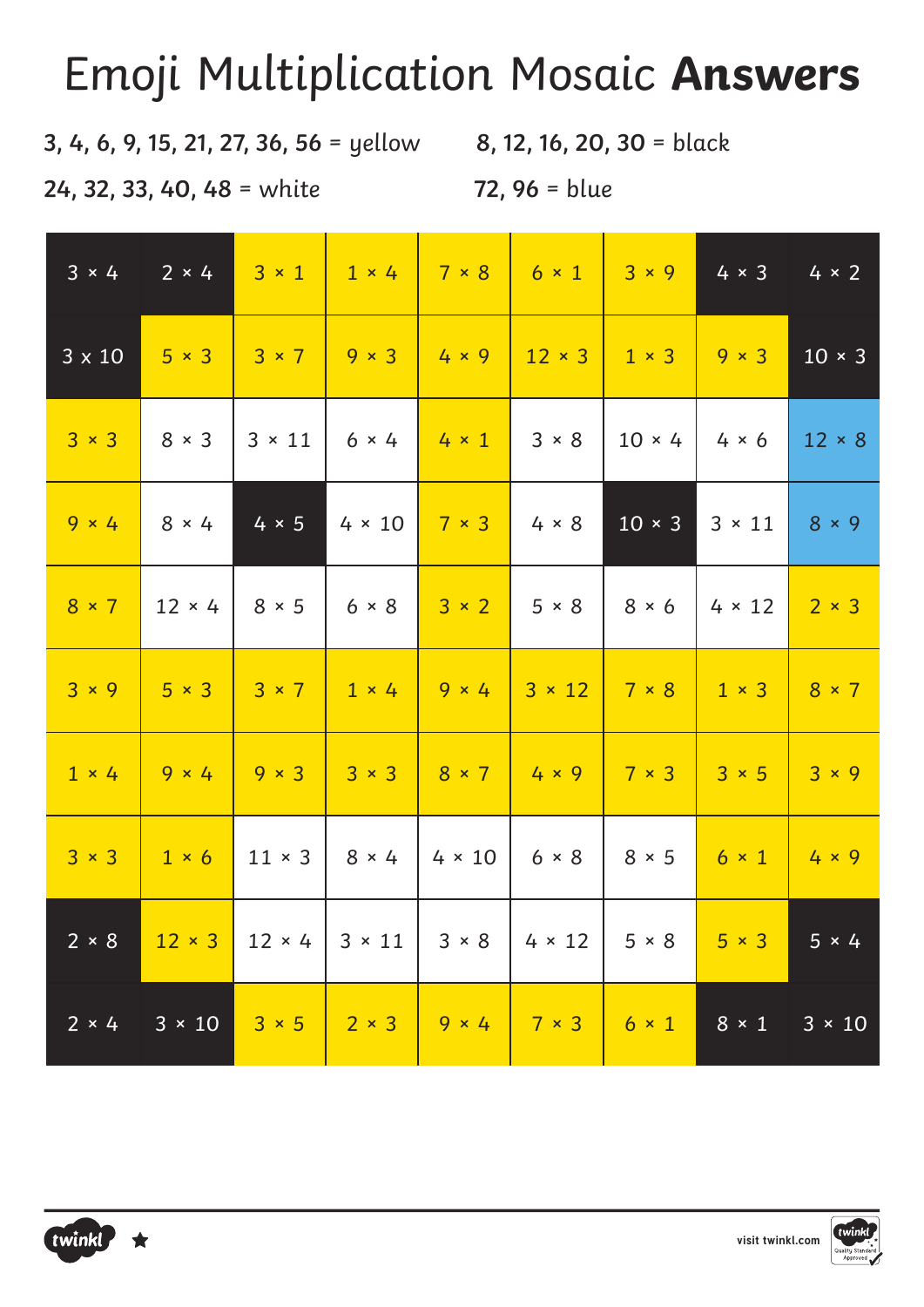# Emoji Multiplication Mosaic **Answers**

**3, 4, 6, 9, 15, 21, 27, 36, 56** = yellow

**8, 12, 16, 20, 30** = black

**24, 32, 33, 40, 48** = white

**72, 96** = blue

| | | | | | | | | |
|---|---|---|---|---|---|---|---|---|
| 3 × 4 | 2 × 4 | 3 × 1 | 1 × 4 | 7 × 8 | 6 × 1 | 3 × 9 | 4 × 3 | 4 × 2 |
| 3 x 10 | 5 × 3 | 3 × 7 | 9 × 3 | 4 × 9 | 12 × 3 | 1 × 3 | 9 × 3 | 10 × 3 |
| 3 × 3 | 8 × 3 | 3 × 11 | 6 × 4 | 4 × 1 | 3 × 8 | 10 × 4 | 4 × 6 | 12 × 8 |
| 9 × 4 | 8 × 4 | 4 × 5 | 4 × 10 | 7 × 3 | 4 × 8 | 10 × 3 | 3 × 11 | 8 × 9 |
| 8 × 7 | 12 × 4 | 8 × 5 | 6 × 8 | 3 × 2 | 5 × 8 | 8 × 6 | 4 × 12 | 2 × 3 |
| 3 × 9 | 5 × 3 | 3 × 7 | 1 × 4 | 9 × 4 | 3 × 12 | 7 × 8 | 1 × 3 | 8 × 7 |
| 1 × 4 | 9 × 4 | 9 × 3 | 3 × 3 | 8 × 7 | 4 × 9 | 7 × 3 | 3 × 5 | 3 × 9 |
| 3 × 3 | 1 × 6 | 11 × 3 | 8 × 4 | 4 × 10 | 6 × 8 | 8 × 5 | 6 × 1 | 4 × 9 |
| 2 × 8 | 12 × 3 | 12 × 4 | 3 × 11 | 3 × 8 | 4 × 12 | 5 × 8 | 5 × 3 | 5 × 4 |
| 2 × 4 | 3 × 10 | 3 × 5 | 2 × 3 | 9 × 4 | 7 × 3 | 6 × 1 | 8 × 1 | 3 × 10 |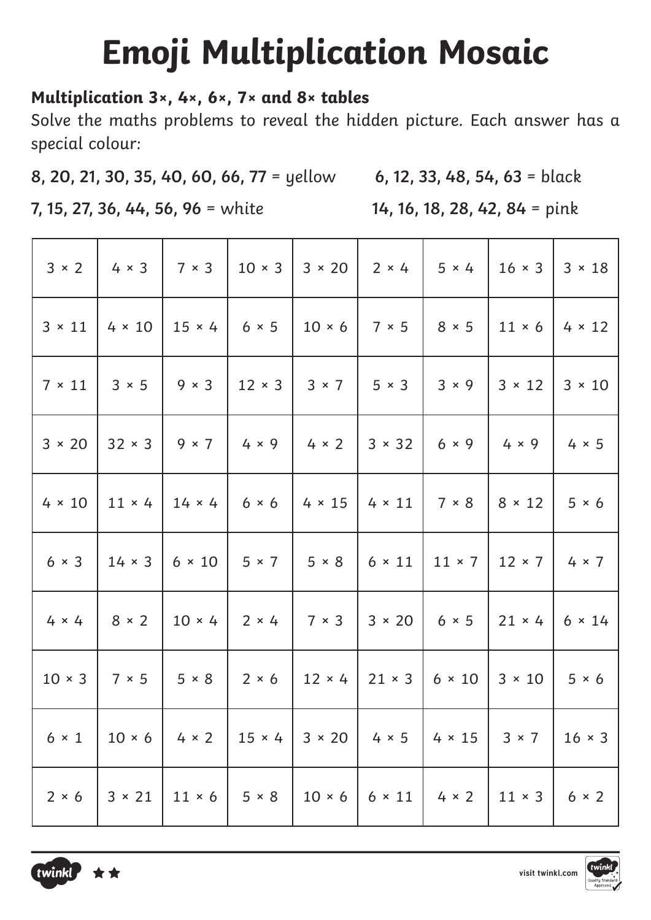# Emoji Multiplication Mosaic

**Multiplication 3×, 4×, 6×, 7× and 8× tables**

Solve the maths problems to reveal the hidden picture. Each answer has a special colour:

**8, 20, 21, 30, 35, 40, 60, 66, 77** = yellow

**6, 12, 33, 48, 54, 63** = black

**7, 15, 27, 36, 44, 56, 96** = white

**14, 16, 18, 28, 42, 84** = pink

| | | | | | | | | |
|---|---|---|---|---|---|---|---|---|
| 3 × 2 | 4 × 3 | 7 × 3 | 10 × 3 | 3 × 20 | 2 × 4 | 5 × 4 | 16 × 3 | 3 × 18 |
| 3 × 11 | 4 × 10 | 15 × 4 | 6 × 5 | 10 × 6 | 7 × 5 | 8 × 5 | 11 × 6 | 4 × 12 |
| 7 × 11 | 3 × 5 | 9 × 3 | 12 × 3 | 3 × 7 | 5 × 3 | 3 × 9 | 3 × 12 | 3 × 10 |
| 3 × 20 | 32 × 3 | 9 × 7 | 4 × 9 | 4 × 2 | 3 × 32 | 6 × 9 | 4 × 9 | 4 × 5 |
| 4 × 10 | 11 × 4 | 14 × 4 | 6 × 6 | 4 × 15 | 4 × 11 | 7 × 8 | 8 × 12 | 5 × 6 |
| 6 × 3 | 14 × 3 | 6 × 10 | 5 × 7 | 5 × 8 | 6 × 11 | 11 × 7 | 12 × 7 | 4 × 7 |
| 4 × 4 | 8 × 2 | 10 × 4 | 2 × 4 | 7 × 3 | 3 × 20 | 6 × 5 | 21 × 4 | 6 × 14 |
| 10 × 3 | 7 × 5 | 5 × 8 | 2 × 6 | 12 × 4 | 21 × 3 | 6 × 10 | 3 × 10 | 5 × 6 |
| 6 × 1 | 10 × 6 | 4 × 2 | 15 × 4 | 3 × 20 | 4 × 5 | 4 × 15 | 3 × 7 | 16 × 3 |
| 2 × 6 | 3 × 21 | 11 × 6 | 5 × 8 | 10 × 6 | 6 × 11 | 4 × 2 | 11 × 3 | 6 × 2 |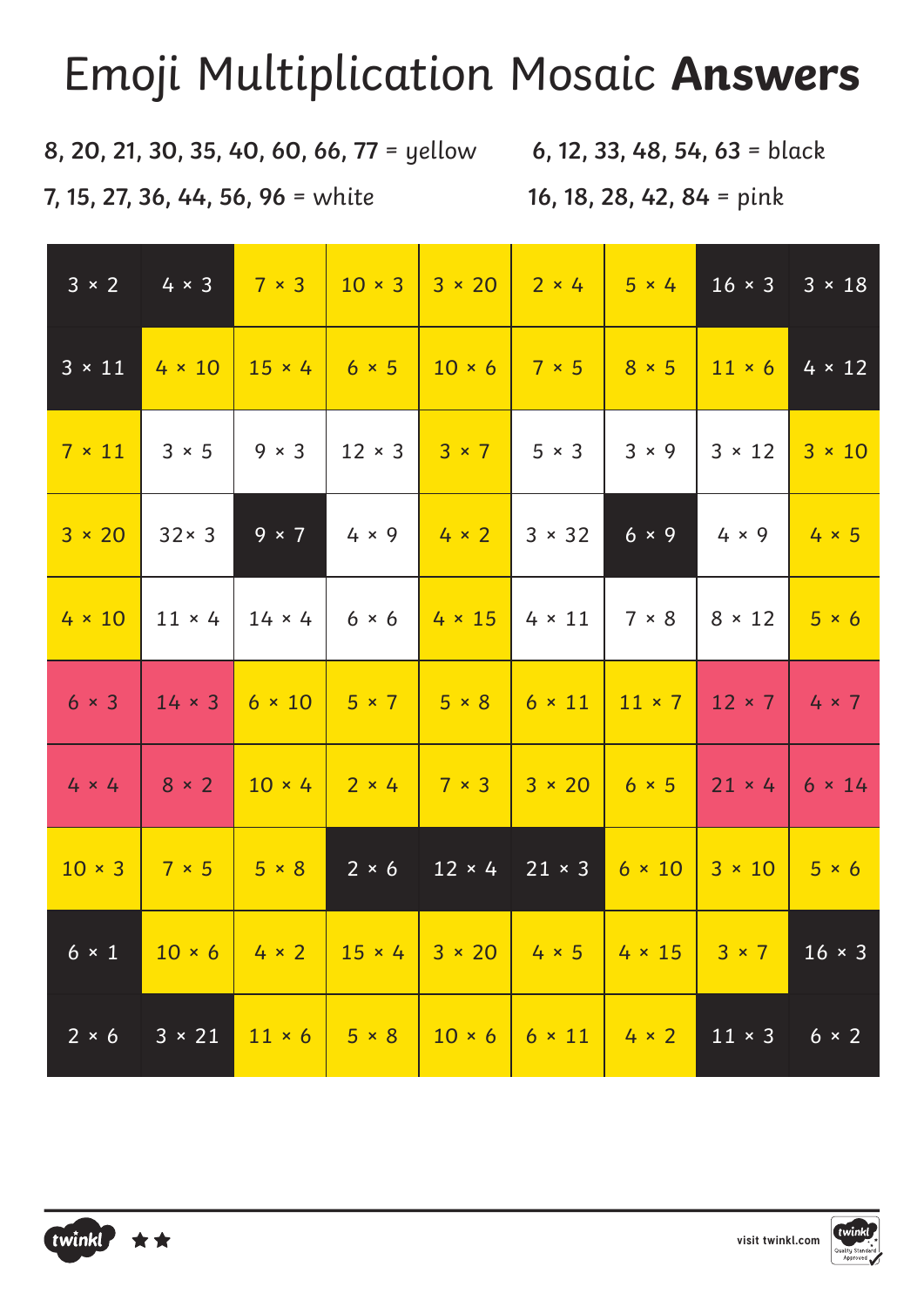# Emoji Multiplication Mosaic **Answers**

**8, 20, 21, 30, 35, 40, 60, 66, 77** = yellow

**6, 12, 33, 48, 54, 63** = black

**7, 15, 27, 36, 44, 56, 96** = white

**16, 18, 28, 42, 84** = pink

| | | | | | | | | |
|---|---|---|---|---|---|---|---|---|
| 3 × 2 | 4 × 3 | 7 × 3 | 10 × 3 | 3 × 20 | 2 × 4 | 5 × 4 | 16 × 3 | 3 × 18 |
| 3 × 11 | 4 × 10 | 15 × 4 | 6 × 5 | 10 × 6 | 7 × 5 | 8 × 5 | 11 × 6 | 4 × 12 |
| 7 × 11 | 3 × 5 | 9 × 3 | 12 × 3 | 3 × 7 | 5 × 3 | 3 × 9 | 3 × 12 | 3 × 10 |
| 3 × 20 | 32× 3 | 9 × 7 | 4 × 9 | 4 × 2 | 3 × 32 | 6 × 9 | 4 × 9 | 4 × 5 |
| 4 × 10 | 11 × 4 | 14 × 4 | 6 × 6 | 4 × 15 | 4 × 11 | 7 × 8 | 8 × 12 | 5 × 6 |
| 6 × 3 | 14 × 3 | 6 × 10 | 5 × 7 | 5 × 8 | 6 × 11 | 11 × 7 | 12 × 7 | 4 × 7 |
| 4 × 4 | 8 × 2 | 10 × 4 | 2 × 4 | 7 × 3 | 3 × 20 | 6 × 5 | 21 × 4 | 6 × 14 |
| 10 × 3 | 7 × 5 | 5 × 8 | 2 × 6 | 12 × 4 | 21 × 3 | 6 × 10 | 3 × 10 | 5 × 6 |
| 6 × 1 | 10 × 6 | 4 × 2 | 15 × 4 | 3 × 20 | 4 × 5 | 4 × 15 | 3 × 7 | 16 × 3 |
| 2 × 6 | 3 × 21 | 11 × 6 | 5 × 8 | 10 × 6 | 6 × 11 | 4 × 2 | 11 × 3 | 6 × 2 |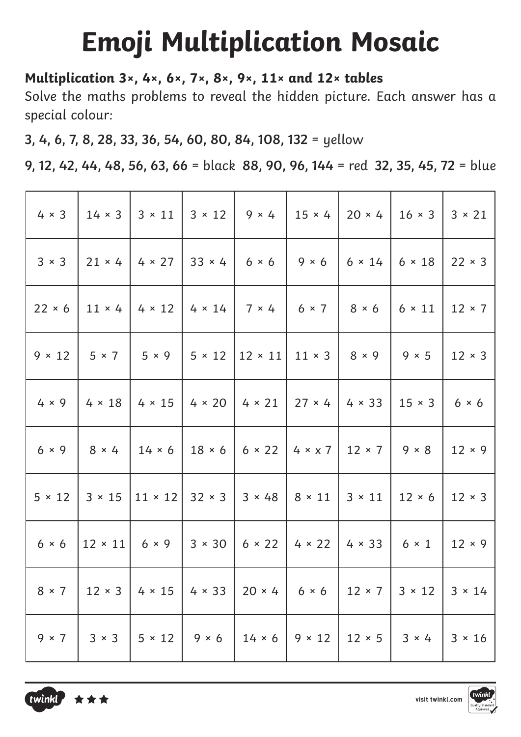# Emoji Multiplication Mosaic

**Multiplication 3×, 4×, 6×, 7×, 8×, 9×, 11× and 12× tables**

Solve the maths problems to reveal the hidden picture. Each answer has a special colour:

**3, 4, 6, 7, 8, 28, 33, 36, 54, 60, 80, 84, 108, 132** = yellow

**9, 12, 42, 44, 48, 56, 63, 66** = black **88, 90, 96, 144** = red **32, 35, 45, 72** = blue

| | | | | | | | | |
|---|---|---|---|---|---|---|---|---|
| 4 × 3 | 14 × 3 | 3 × 11 | 3 × 12 | 9 × 4 | 15 × 4 | 20 × 4 | 16 × 3 | 3 × 21 |
| 3 × 3 | 21 × 4 | 4 × 27 | 33 × 4 | 6 × 6 | 9 × 6 | 6 × 14 | 6 × 18 | 22 × 3 |
| 22 × 6 | 11 × 4 | 4 × 12 | 4 × 14 | 7 × 4 | 6 × 7 | 8 × 6 | 6 × 11 | 12 × 7 |
| 9 × 12 | 5 × 7 | 5 × 9 | 5 × 12 | 12 × 11 | 11 × 3 | 8 × 9 | 9 × 5 | 12 × 3 |
| 4 × 9 | 4 × 18 | 4 × 15 | 4 × 20 | 4 × 21 | 27 × 4 | 4 × 33 | 15 × 3 | 6 × 6 |
| 6 × 9 | 8 × 4 | 14 × 6 | 18 × 6 | 6 × 22 | 4 × x 7 | 12 × 7 | 9 × 8 | 12 × 9 |
| 5 × 12 | 3 × 15 | 11 × 12 | 32 × 3 | 3 × 48 | 8 × 11 | 3 × 11 | 12 × 6 | 12 × 3 |
| 6 × 6 | 12 × 11 | 6 × 9 | 3 × 30 | 6 × 22 | 4 × 22 | 4 × 33 | 6 × 1 | 12 × 9 |
| 8 × 7 | 12 × 3 | 4 × 15 | 4 × 33 | 20 × 4 | 6 × 6 | 12 × 7 | 3 × 12 | 3 × 14 |
| 9 × 7 | 3 × 3 | 5 × 12 | 9 × 6 | 14 × 6 | 9 × 12 | 12 × 5 | 3 × 4 | 3 × 16 |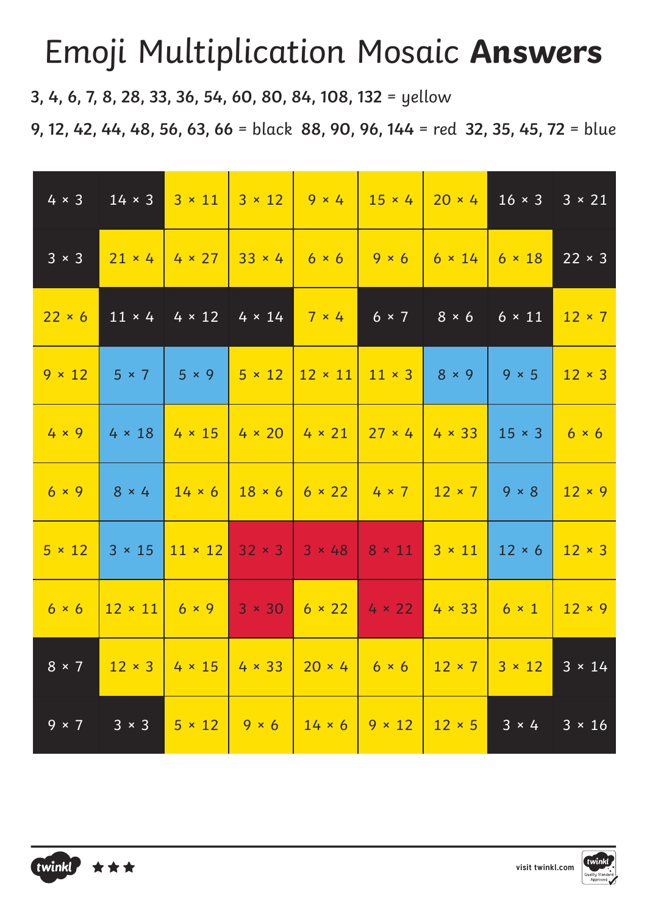# Emoji Multiplication Mosaic **Answers**

**3, 4, 6, 7, 8, 28, 33, 36, 54, 60, 80, 84, 108, 132** = yellow

**9, 12, 42, 44, 48, 56, 63, 66** = black **88, 90, 96, 144** = red **32, 35, 45, 72** = blue

| | | | | | | | | |
|---|---|---|---|---|---|---|---|---|
| 4 × 3 | 14 × 3 | 3 × 11 | 3 × 12 | 9 × 4 | 15 × 4 | 20 × 4 | 16 × 3 | 3 × 21 |
| 3 × 3 | 21 × 4 | 4 × 27 | 33 × 4 | 6 × 6 | 9 × 6 | 6 × 14 | 6 × 18 | 22 × 3 |
| 22 × 6 | 11 × 4 | 4 × 12 | 4 × 14 | 7 × 4 | 6 × 7 | 8 × 6 | 6 × 11 | 12 × 7 |
| 9 × 12 | 5 × 7 | 5 × 9 | 5 × 12 | 12 × 11 | 11 × 3 | 8 × 9 | 9 × 5 | 12 × 3 |
| 4 × 9 | 4 × 18 | 4 × 15 | 4 × 20 | 4 × 21 | 27 × 4 | 4 × 33 | 15 × 3 | 6 × 6 |
| 6 × 9 | 8 × 4 | 14 × 6 | 18 × 6 | 6 × 22 | 4 × 7 | 12 × 7 | 9 × 8 | 12 × 9 |
| 5 × 12 | 3 × 15 | 11 × 12 | 32 × 3 | 3 × 48 | 8 × 11 | 3 × 11 | 12 × 6 | 12 × 3 |
| 6 × 6 | 12 × 11 | 6 × 9 | 3 × 30 | 6 × 22 | 4 × 22 | 4 × 33 | 6 × 1 | 12 × 9 |
| 8 × 7 | 12 × 3 | 4 × 15 | 4 × 33 | 20 × 4 | 6 × 6 | 12 × 7 | 3 × 12 | 3 × 14 |
| 9 × 7 | 3 × 3 | 5 × 12 | 9 × 6 | 14 × 6 | 9 × 12 | 12 × 5 | 3 × 4 | 3 × 16 |